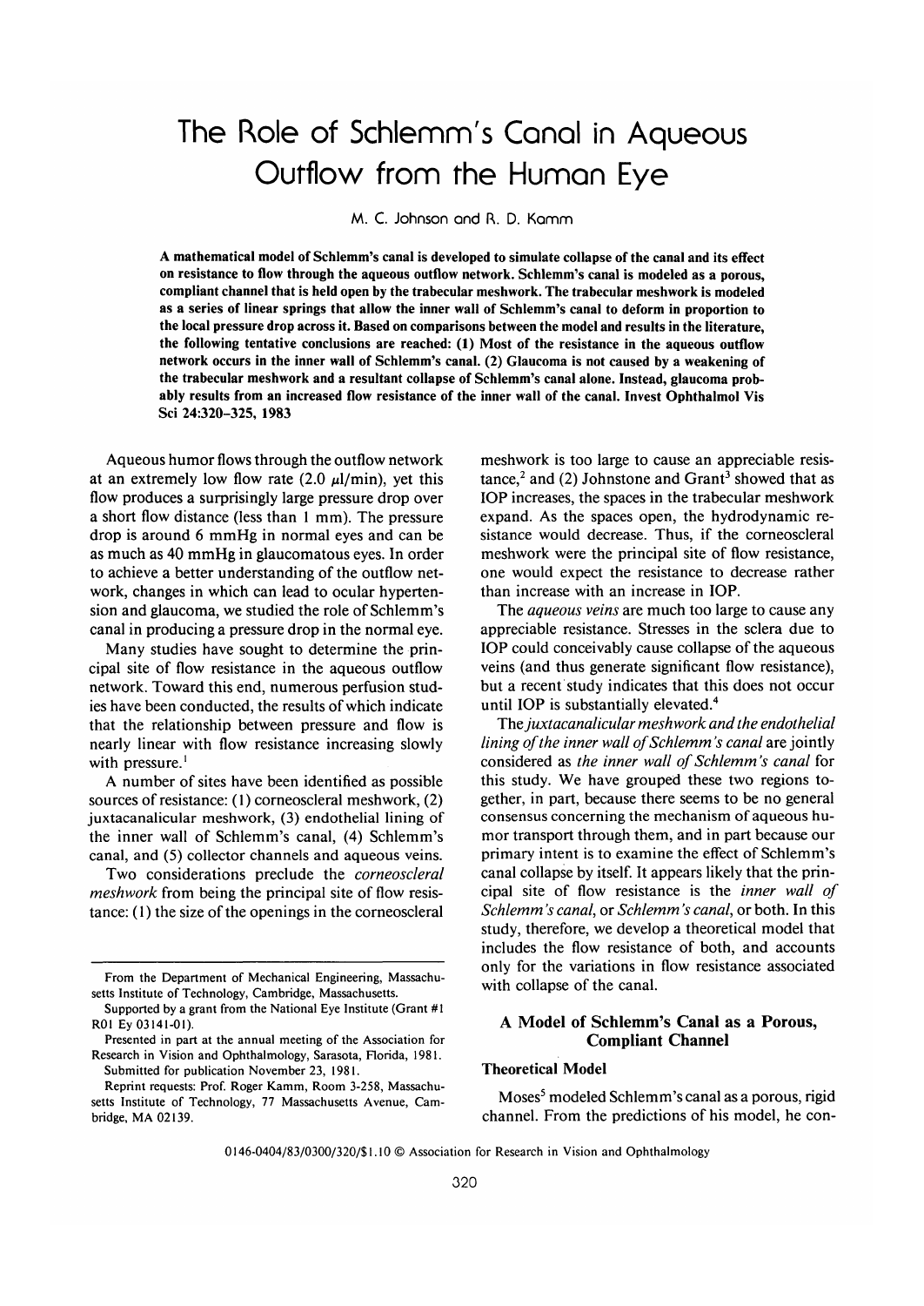# The Role of Schlemm's Canal in Aqueous Outflow from the Human Eye

M. C. Johnson and R. D. Kamm

**A mathematical model of Schlemm's canal is developed to simulate collapse of the canal and its effect on resistance to flow through the aqueous outflow network. Schlemm's canal is modeled as a porous, compliant channel that is held open by the trabecular meshwork. The trabecular meshwork is modeled as a series of linear springs that allow the inner wall of Schlemm's canal to deform in proportion to the local pressure drop across it. Based on comparisons between the model and results in the literature, the following tentative conclusions are reached: (1) Most of the resistance in the aqueous outflow network occurs in the inner wall of Schlemm's canal. (2) Glaucoma is not caused by a weakening of the trabecular meshwork and a resultant collapse of Schlemm's canal alone. Instead, glaucoma probably results from an increased flow resistance of the inner wall of the canal. Invest Ophthalmol Vis Sci 24:320–325, 1983**

Aqueous humor flows through the outflow network at an extremely low flow rate (2.0 $\mu$l/min), yet this flow produces a surprisingly large pressure drop over a short flow distance (less than 1 mm). The pressure drop is around 6 mmHg in normal eyes and can be as much as 40 mmHg in glaucomatous eyes. In order to achieve a better understanding of the outflow network, changes in which can lead to ocular hypertension and glaucoma, we studied the role of Schlemm's canal in producing a pressure drop in the normal eye.

Many studies have sought to determine the principal site of flow resistance in the aqueous outflow network. Toward this end, numerous perfusion studies have been conducted, the results of which indicate that the relationship between pressure and flow is nearly linear with flow resistance increasing slowly with pressure.[1]

A number of sites have been identified as possible sources of resistance: (1) corneoscleral meshwork, (2) juxtacanalicular meshwork, (3) endothelial lining of the inner wall of Schlemm's canal, (4) Schlemm's canal, and (5) collector channels and aqueous veins.

Two considerations preclude the *corneoscleral meshwork* from being the principal site of flow resistance: (1) the size of the openings in the corneoscleral meshwork is too large to cause an appreciable resistance,[2] and (2) Johnstone and Grant[3] showed that as IOP increases, the spaces in the trabecular meshwork expand. As the spaces open, the hydrodynamic resistance would decrease. Thus, if the corneoscleral meshwork were the principal site of flow resistance, one would expect the resistance to decrease rather than increase with an increase in IOP.

The *aqueous veins* are much too large to cause any appreciable resistance. Stresses in the sclera due to IOP could conceivably cause collapse of the aqueous veins (and thus generate significant flow resistance), but a recent study indicates that this does not occur until IOP is substantially elevated.[4]

The *juxtacanalicular meshwork and the endothelial lining of the inner wall of Schlemm's canal* are jointly considered as *the inner wall of Schlemm's canal* for this study. We have grouped these two regions together, in part, because there seems to be no general consensus concerning the mechanism of aqueous humor transport through them, and in part because our primary intent is to examine the effect of Schlemm's canal collapse by itself. It appears likely that the principal site of flow resistance is the *inner wall of Schlemm's canal*, or *Schlemm's canal*, or both. In this study, therefore, we develop a theoretical model that includes the flow resistance of both, and accounts only for the variations in flow resistance associated with collapse of the canal.

## A Model of Schlemm's Canal as a Porous, Compliant Channel

### Theoretical Model

Moses[5] modeled Schlemm's canal as a porous, rigid channel. From the predictions of his model, he con-

From the Department of Mechanical Engineering, Massachusetts Institute of Technology, Cambridge, Massachusetts.

Supported by a grant from the National Eye Institute (Grant #1 R01 Ey 03141-01).

Presented in part at the annual meeting of the Association for Research in Vision and Ophthalmology, Sarasota, Florida, 1981.

Submitted for publication November 23, 1981.

Reprint requests: Prof. Roger Kamm, Room 3-258, Massachusetts Institute of Technology, 77 Massachusetts Avenue, Cambridge, MA 02139.

0146-0404/83/0300/320/$1.10 © Association for Research in Vision and Ophthalmology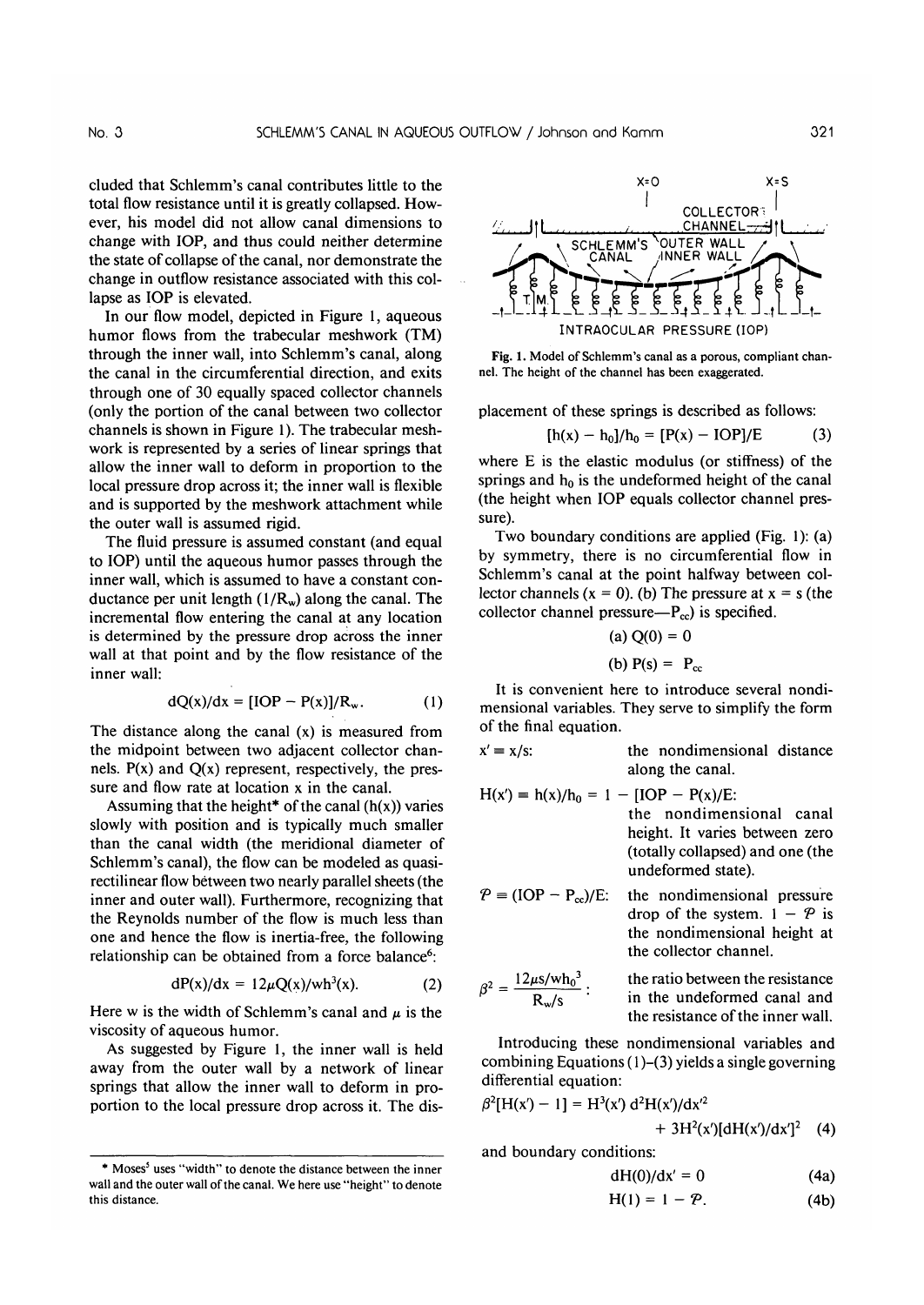cluded that Schlemm's canal contributes little to the total flow resistance until it is greatly collapsed. However, his model did not allow canal dimensions to change with IOP, and thus could neither determine the state of collapse of the canal, nor demonstrate the change in outflow resistance associated with this collapse as IOP is elevated.

In our flow model, depicted in Figure 1, aqueous humor flows from the trabecular meshwork (TM) through the inner wall, into Schlemm's canal, along the canal in the circumferential direction, and exits through one of 30 equally spaced collector channels (only the portion of the canal between two collector channels is shown in Figure 1). The trabecular meshwork is represented by a series of linear springs that allow the inner wall to deform in proportion to the local pressure drop across it; the inner wall is flexible and is supported by the meshwork attachment while the outer wall is assumed rigid.

The fluid pressure is assumed constant (and equal to IOP) until the aqueous humor passes through the inner wall, which is assumed to have a constant conductance per unit length ($1/R_w$) along the canal. The incremental flow entering the canal at any location is determined by the pressure drop across the inner wall at that point and by the flow resistance of the inner wall:

$$dQ(x)/dx = [IOP - P(x)]/R_w. \quad (1)$$

The distance along the canal (x) is measured from the midpoint between two adjacent collector channels. P(x) and Q(x) represent, respectively, the pressure and flow rate at location x in the canal.

Assuming that the height* of the canal (h(x)) varies slowly with position and is typically much smaller than the canal width (the meridional diameter of Schlemm's canal), the flow can be modeled as quasi-rectilinear flow between two nearly parallel sheets (the inner and outer wall). Furthermore, recognizing that the Reynolds number of the flow is much less than one and hence the flow is inertia-free, the following relationship can be obtained from a force balance[6]:

$$dP(x)/dx = 12\mu Q(x)/wh^3(x). \quad (2)$$

Here w is the width of Schlemm's canal and $\mu$ is the viscosity of aqueous humor.

As suggested by Figure 1, the inner wall is held away from the outer wall by a network of linear springs that allow the inner wall to deform in proportion to the local pressure drop across it. The displacement of these springs is described as follows:

$$[h(x) - h_0]/h_0 = [P(x) - IOP]/E \quad (3)$$

where E is the elastic modulus (or stiffness) of the springs and $h_0$ is the undeformed height of the canal (the height when IOP equals collector channel pressure).

Two boundary conditions are applied (Fig. 1): (a) by symmetry, there is no circumferential flow in Schlemm's canal at the point halfway between collector channels (x = 0). (b) The pressure at x = s (the collector channel pressure—$P_{cc}$) is specified.

$$\text{(a) } Q(0) = 0$$

$$\text{(b) } P(s) = P_{cc}$$

It is convenient here to introduce several nondimensional variables. They serve to simplify the form of the final equation.

$x' \equiv x/s$: the nondimensional distance along the canal.

$H(x') \equiv h(x)/h_0 = 1 - [IOP - P(x)]/E$: the nondimensional canal height. It varies between zero (totally collapsed) and one (the undeformed state).

$\mathcal{P} \equiv (IOP - P_{cc})/E$: the nondimensional pressure drop of the system. $1 - \mathcal{P}$ is the nondimensional height at the collector channel.

$\beta^2 = \dfrac{12\mu s/wh_0^3}{R_w/s}$: the ratio between the resistance in the undeformed canal and the resistance of the inner wall.

Introducing these nondimensional variables and combining Equations (1)–(3) yields a single governing differential equation:

$$\beta^2[H(x') - 1] = H^3(x')\, d^2H(x')/dx'^2 + 3H^2(x')[dH(x')/dx']^2 \quad (4)$$

and boundary conditions:

$$dH(0)/dx' = 0 \quad (4a)$$

$$H(1) = 1 - \mathcal{P}. \quad (4b)$$

Fig. 1. Model of Schlemm's canal as a porous, compliant channel. The height of the channel has been exaggerated.

\* Moses[5] uses "width" to denote the distance between the inner wall and the outer wall of the canal. We here use "height" to denote this distance.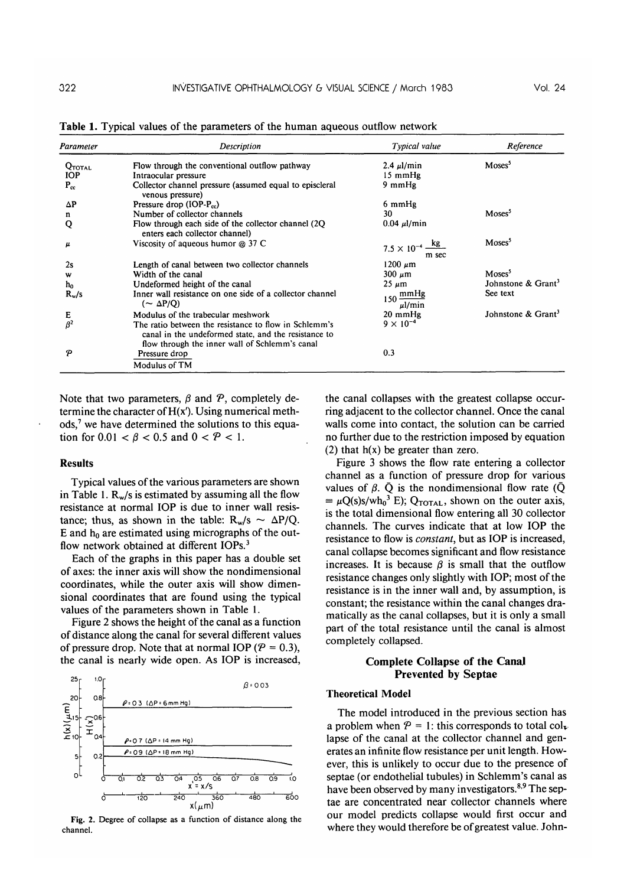**Table 1.** Typical values of the parameters of the human aqueous outflow network

| Parameter | Description | Typical value | Reference |
|---|---|---|---|
| $Q_{TOTAL}$ | Flow through the conventional outflow pathway | 2.4 $\mu$l/min | Moses[5] |
| IOP | Intraocular pressure | 15 mmHg | |
| $P_{cc}$ | Collector channel pressure (assumed equal to episcleral venous pressure) | 9 mmHg | |
| $\Delta P$ | Pressure drop (IOP-$P_{cc}$) | 6 mmHg | |
| n | Number of collector channels | 30 | Moses[5] |
| Q | Flow through each side of the collector channel (2Q enters each collector channel) | 0.04 $\mu$l/min | |
| $\mu$ | Viscosity of aqueous humor @ 37 C | $7.5 \times 10^{-4} \frac{kg}{m\ sec}$ | Moses[5] |
| 2s | Length of canal between two collector channels | 1200 $\mu$m | |
| w | Width of the canal | 300 $\mu$m | Moses[5] |
| $h_0$ | Undeformed height of the canal | 25 $\mu$m | Johnstone & Grant[3] |
| $R_w/s$ | Inner wall resistance on one side of a collector channel ($\sim \Delta P/Q$) | $150 \frac{mmHg}{\mu l/min}$ | See text |
| E | Modulus of the trabecular meshwork | 20 mmHg | Johnstone & Grant[3] |
| $\beta^2$ | The ratio between the resistance to flow in Schlemm's canal in the undeformed state, and the resistance to flow through the inner wall of Schlemm's canal | $9 \times 10^{-4}$ | |
| $\mathcal{P}$ | $\frac{\text{Pressure drop}}{\text{Modulus of TM}}$ | 0.3 | |

Note that two parameters, $\beta$ and $\mathcal{P}$, completely determine the character of $H(x')$. Using numerical methods,[7] we have determined the solutions to this equation for $0.01 < \beta < 0.5$ and $0 < \mathcal{P} < 1$.

## Results

Typical values of the various parameters are shown in Table 1. $R_w/s$ is estimated by assuming all the flow resistance at normal IOP is due to inner wall resistance; thus, as shown in the table: $R_w/s \sim \Delta P/Q$. E and $h_0$ are estimated using micrographs of the outflow network obtained at different IOPs.[3]

Each of the graphs in this paper has a double set of axes: the inner axis will show the nondimensional coordinates, while the outer axis will show dimensional coordinates that are found using the typical values of the parameters shown in Table 1.

Figure 2 shows the height of the canal as a function of distance along the canal for several different values of pressure drop. Note that at normal IOP ($\mathcal{P} = 0.3$), the canal is nearly wide open. As IOP is increased, the canal collapses with the greatest collapse occurring adjacent to the collector channel. Once the canal walls come into contact, the solution can be carried no further due to the restriction imposed by equation (2) that h(x) be greater than zero.

Fig. 2. Degree of collapse as a function of distance along the channel.

Figure 3 shows the flow rate entering a collector channel as a function of pressure drop for various values of $\beta$. $\bar{Q}$ is the nondimensional flow rate ($\bar{Q} \equiv \mu Q(s)s/wh_0^3 E$); $Q_{TOTAL}$, shown on the outer axis, is the total dimensional flow entering all 30 collector channels. The curves indicate that at low IOP the resistance to flow is *constant*, but as IOP is increased, canal collapse becomes significant and flow resistance increases. It is because $\beta$ is small that the outflow resistance changes only slightly with IOP; most of the resistance is in the inner wall and, by assumption, is constant; the resistance within the canal changes dramatically as the canal collapses, but it is only a small part of the total resistance until the canal is almost completely collapsed.

## Complete Collapse of the Canal Prevented by Septae

### Theoretical Model

The model introduced in the previous section has a problem when $\mathcal{P} = 1$: this corresponds to total collapse of the canal at the collector channel and generates an infinite flow resistance per unit length. However, this is unlikely to occur due to the presence of septae (or endothelial tubules) in Schlemm's canal as have been observed by many investigators.[8,9] The septae are concentrated near collector channels where our model predicts collapse would first occur and where they would therefore be of greatest value. John-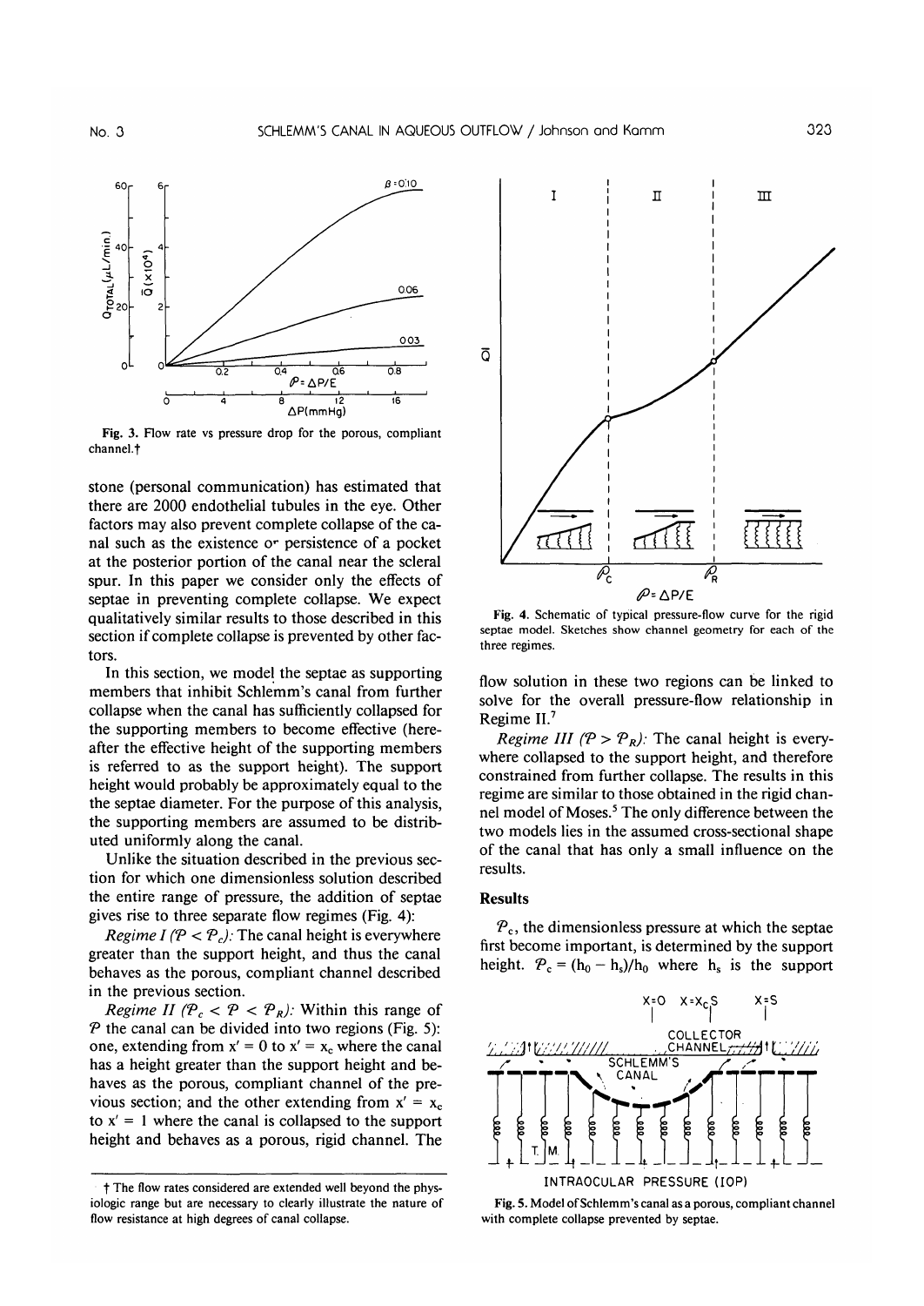Fig. 3. Flow rate vs pressure drop for the porous, compliant channel.†

stone (personal communication) has estimated that there are 2000 endothelial tubules in the eye. Other factors may also prevent complete collapse of the canal such as the existence or persistence of a pocket at the posterior portion of the canal near the scleral spur. In this paper we consider only the effects of septae in preventing complete collapse. We expect qualitatively similar results to those described in this section if complete collapse is prevented by other factors.

In this section, we model the septae as supporting members that inhibit Schlemm's canal from further collapse when the canal has sufficiently collapsed for the supporting members to become effective (hereafter the effective height of the supporting members is referred to as the support height). The support height would probably be approximately equal to the septae diameter. For the purpose of this analysis, the supporting members are assumed to be distributed uniformly along the canal.

Unlike the situation described in the previous section for which one dimensionless solution described the entire range of pressure, the addition of septae gives rise to three separate flow regimes (Fig. 4):

*Regime I* ($\mathcal{P} < \mathcal{P}_c$): The canal height is everywhere greater than the support height, and thus the canal behaves as the porous, compliant channel described in the previous section.

*Regime II* ($\mathcal{P}_c < \mathcal{P} < \mathcal{P}_R$): Within this range of $\mathcal{P}$ the canal can be divided into two regions (Fig. 5): one, extending from $x' = 0$ to $x' = x_c$ where the canal has a height greater than the support height and behaves as the porous, compliant channel of the previous section; and the other extending from $x' = x_c$ to $x' = 1$ where the canal is collapsed to the support height and behaves as a porous, rigid channel. The flow solution in these two regions can be linked to solve for the overall pressure-flow relationship in Regime II.[7]

*Regime III* ($\mathcal{P} > \mathcal{P}_R$): The canal height is everywhere collapsed to the support height, and therefore constrained from further collapse. The results in this regime are similar to those obtained in the rigid channel model of Moses.[5] The only difference between the two models lies in the assumed cross-sectional shape of the canal that has only a small influence on the results.

Fig. 4. Schematic of typical pressure-flow curve for the rigid septae model. Sketches show channel geometry for each of the three regimes.

## Results

$\mathcal{P}_c$, the dimensionless pressure at which the septae first become important, is determined by the support height. $\mathcal{P}_c = (h_0 - h_s)/h_0$ where $h_s$ is the support

Fig. 5. Model of Schlemm's canal as a porous, compliant channel with complete collapse prevented by septae.

† The flow rates considered are extended well beyond the physiologic range but are necessary to clearly illustrate the nature of flow resistance at high degrees of canal collapse.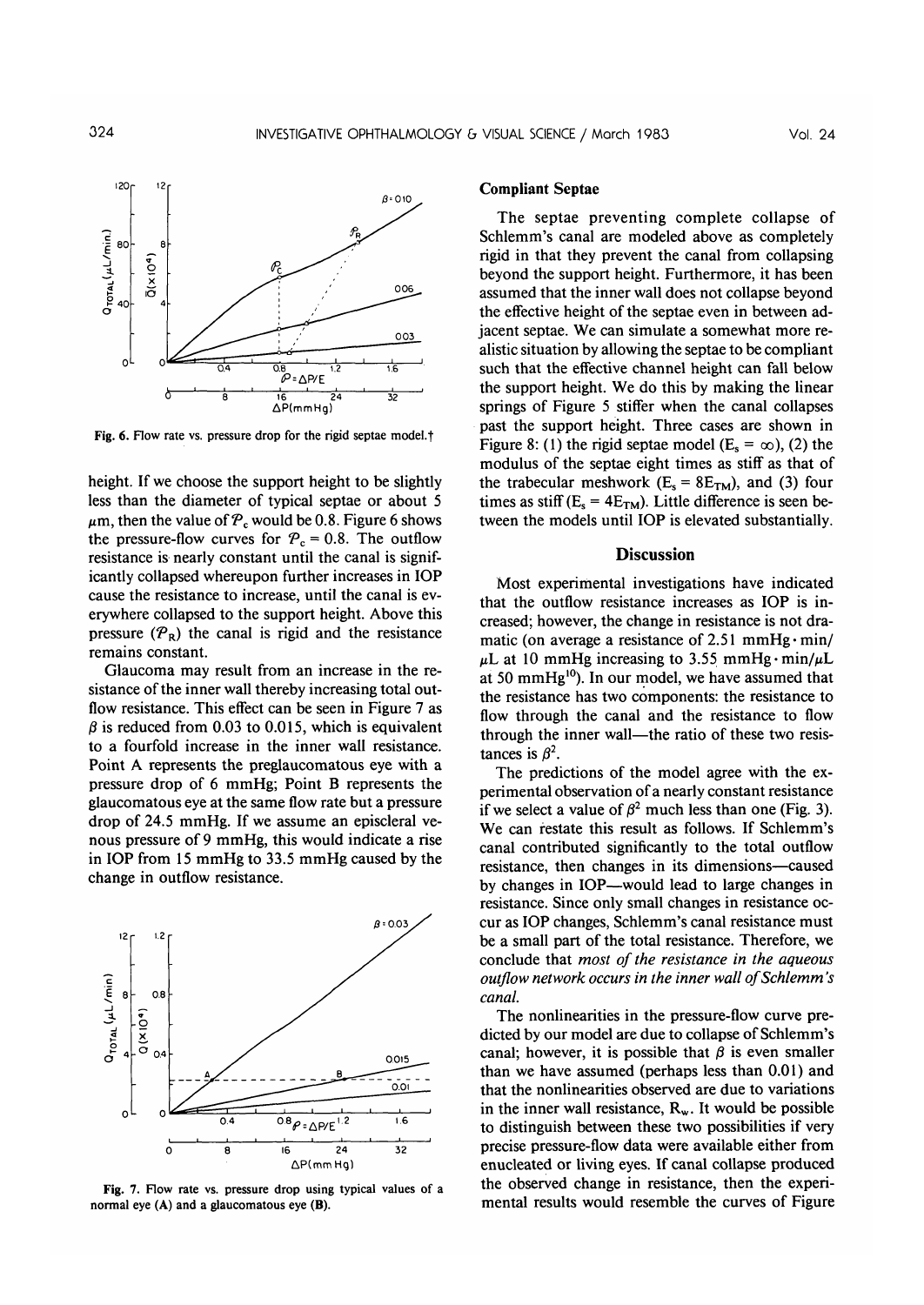Fig. 6. Flow rate vs. pressure drop for the rigid septae model.†

height. If we choose the support height to be slightly less than the diameter of typical septae or about 5 $\mu$m, then the value of $\mathcal{P}_c$ would be 0.8. Figure 6 shows the pressure-flow curves for $\mathcal{P}_c = 0.8$. The outflow resistance is nearly constant until the canal is significantly collapsed whereupon further increases in IOP cause the resistance to increase, until the canal is everywhere collapsed to the support height. Above this pressure ($\mathcal{P}_R$) the canal is rigid and the resistance remains constant.

Glaucoma may result from an increase in the resistance of the inner wall thereby increasing total outflow resistance. This effect can be seen in Figure 7 as $\beta$ is reduced from 0.03 to 0.015, which is equivalent to a fourfold increase in the inner wall resistance. Point A represents the preglaucomatous eye with a pressure drop of 6 mmHg; Point B represents the glaucomatous eye at the same flow rate but a pressure drop of 24.5 mmHg. If we assume an episcleral venous pressure of 9 mmHg, this would indicate a rise in IOP from 15 mmHg to 33.5 mmHg caused by the change in outflow resistance.

Fig. 7. Flow rate vs. pressure drop using typical values of a normal eye (A) and a glaucomatous eye (B).

### Compliant Septae

The septae preventing complete collapse of Schlemm's canal are modeled above as completely rigid in that they prevent the canal from collapsing beyond the support height. Furthermore, it has been assumed that the inner wall does not collapse beyond the effective height of the septae even in between adjacent septae. We can simulate a somewhat more realistic situation by allowing the septae to be compliant such that the effective channel height can fall below the support height. We do this by making the linear springs of Figure 5 stiffer when the canal collapses past the support height. Three cases are shown in Figure 8: (1) the rigid septae model ($E_s = \infty$), (2) the modulus of the septae eight times as stiff as that of the trabecular meshwork ($E_s = 8E_{TM}$), and (3) four times as stiff ($E_s = 4E_{TM}$). Little difference is seen between the models until IOP is elevated substantially.

## Discussion

Most experimental investigations have indicated that the outflow resistance increases as IOP is increased; however, the change in resistance is not dramatic (on average a resistance of 2.51 mmHg·min/$\mu$L at 10 mmHg increasing to 3.55 mmHg·min/$\mu$L at 50 mmHg[10]). In our model, we have assumed that the resistance has two components: the resistance to flow through the canal and the resistance to flow through the inner wall—the ratio of these two resistances is $\beta^2$.

The predictions of the model agree with the experimental observation of a nearly constant resistance if we select a value of $\beta^2$ much less than one (Fig. 3). We can restate this result as follows. If Schlemm's canal contributed significantly to the total outflow resistance, then changes in its dimensions—caused by changes in IOP—would lead to large changes in resistance. Since only small changes in resistance occur as IOP changes, Schlemm's canal resistance must be a small part of the total resistance. Therefore, we conclude that *most of the resistance in the aqueous outflow network occurs in the inner wall of Schlemm's canal.*

The nonlinearities in the pressure-flow curve predicted by our model are due to collapse of Schlemm's canal; however, it is possible that $\beta$ is even smaller than we have assumed (perhaps less than 0.01) and that the nonlinearities observed are due to variations in the inner wall resistance, $R_w$. It would be possible to distinguish between these two possibilities if very precise pressure-flow data were available either from enucleated or living eyes. If canal collapse produced the observed change in resistance, then the experimental results would resemble the curves of Figure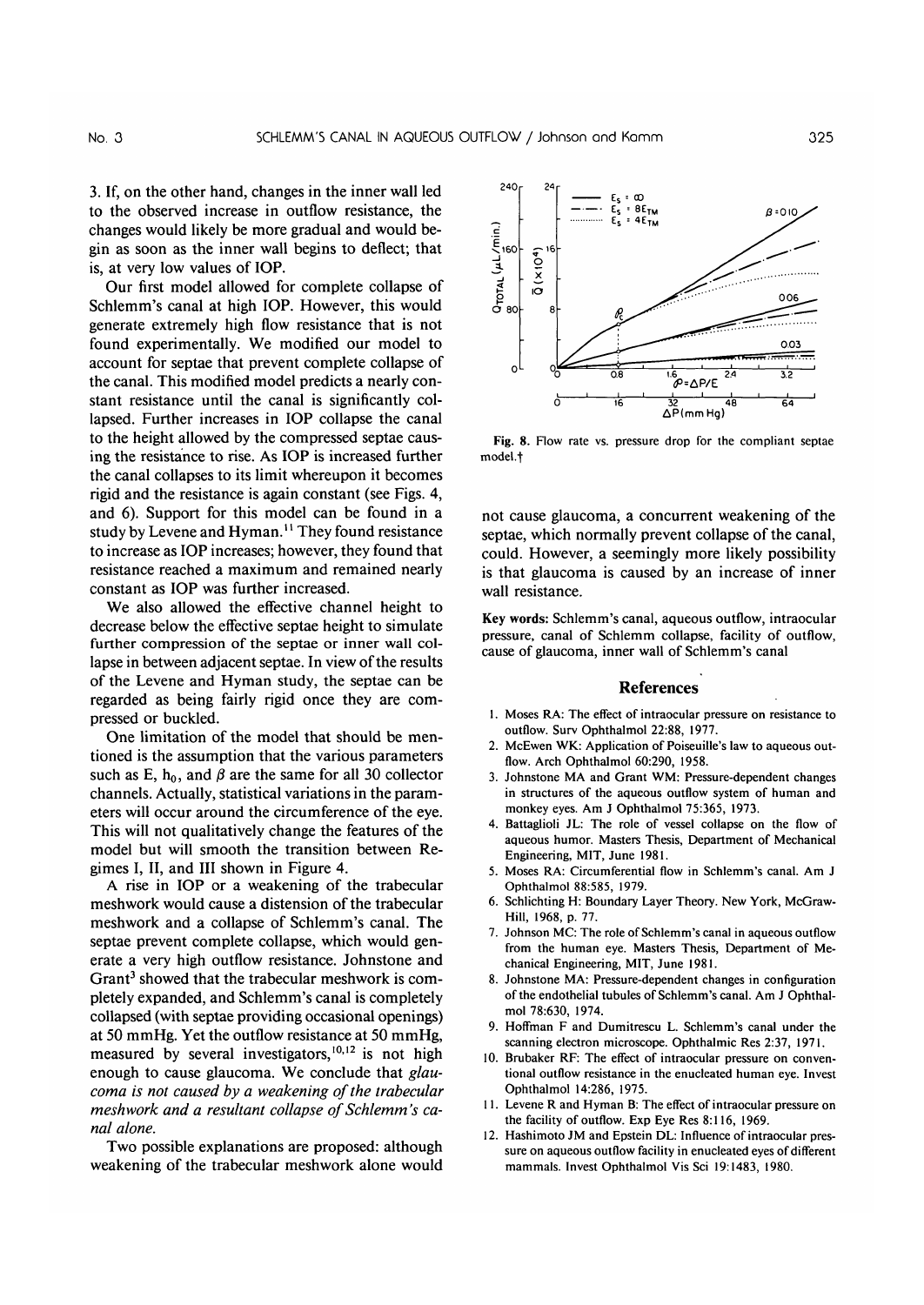3. If, on the other hand, changes in the inner wall led to the observed increase in outflow resistance, the changes would likely be more gradual and would begin as soon as the inner wall begins to deflect; that is, at very low values of IOP.

Our first model allowed for complete collapse of Schlemm's canal at high IOP. However, this would generate extremely high flow resistance that is not found experimentally. We modified our model to account for septae that prevent complete collapse of the canal. This modified model predicts a nearly constant resistance until the canal is significantly collapsed. Further increases in IOP collapse the canal to the height allowed by the compressed septae causing the resistance to rise. As IOP is increased further the canal collapses to its limit whereupon it becomes rigid and the resistance is again constant (see Figs. 4, and 6). Support for this model can be found in a study by Levene and Hyman.[11] They found resistance to increase as IOP increases; however, they found that resistance reached a maximum and remained nearly constant as IOP was further increased.

We also allowed the effective channel height to decrease below the effective septae height to simulate further compression of the septae or inner wall collapse in between adjacent septae. In view of the results of the Levene and Hyman study, the septae can be regarded as being fairly rigid once they are compressed or buckled.

One limitation of the model that should be mentioned is the assumption that the various parameters such as E, $h_0$, and $\beta$ are the same for all 30 collector channels. Actually, statistical variations in the parameters will occur around the circumference of the eye. This will not qualitatively change the features of the model but will smooth the transition between Regimes I, II, and III shown in Figure 4.

A rise in IOP or a weakening of the trabecular meshwork would cause a distension of the trabecular meshwork and a collapse of Schlemm's canal. The septae prevent complete collapse, which would generate a very high outflow resistance. Johnstone and Grant[3] showed that the trabecular meshwork is completely expanded, and Schlemm's canal is completely collapsed (with septae providing occasional openings) at 50 mmHg. Yet the outflow resistance at 50 mmHg, measured by several investigators,[10,12] is not high enough to cause glaucoma. We conclude that *glaucoma is not caused by a weakening of the trabecular meshwork and a resultant collapse of Schlemm's canal alone.*

Two possible explanations are proposed: although weakening of the trabecular meshwork alone would

$E_s = \infty$
$E_s = 8E_{TM}$
$E_s = 4E_{TM}$
$\beta = 0.10$
0.06
0.03
$Q_{TOTAL}$ (µL/min.)
$\bar{Q}$ (×10⁴)
240
160
80
0
24
16
8
0
$\mathcal{P}_c$
0.8
1.6
2.4
3.2
$\mathcal{P} = \Delta P/E$
0
16
32
48
64
$\Delta P$ (mm Hg)

**Fig. 8.** Flow rate vs. pressure drop for the compliant septae model.†

not cause glaucoma, a concurrent weakening of the septae, which normally prevent collapse of the canal, could. However, a seemingly more likely possibility is that glaucoma is caused by an increase of inner wall resistance.

**Key words:** Schlemm's canal, aqueous outflow, intraocular pressure, canal of Schlemm collapse, facility of outflow, cause of glaucoma, inner wall of Schlemm's canal

## References

1. Moses RA: The effect of intraocular pressure on resistance to outflow. Surv Ophthalmol 22:88, 1977.
2. McEwen WK: Application of Poiseuille's law to aqueous outflow. Arch Ophthalmol 60:290, 1958.
3. Johnstone MA and Grant WM: Pressure-dependent changes in structures of the aqueous outflow system of human and monkey eyes. Am J Ophthalmol 75:365, 1973.
4. Battaglioli JL: The role of vessel collapse on the flow of aqueous humor. Masters Thesis, Department of Mechanical Engineering, MIT, June 1981.
5. Moses RA: Circumferential flow in Schlemm's canal. Am J Ophthalmol 88:585, 1979.
6. Schlichting H: Boundary Layer Theory. New York, McGraw-Hill, 1968, p. 77.
7. Johnson MC: The role of Schlemm's canal in aqueous outflow from the human eye. Masters Thesis, Department of Mechanical Engineering, MIT, June 1981.
8. Johnstone MA: Pressure-dependent changes in configuration of the endothelial tubules of Schlemm's canal. Am J Ophthalmol 78:630, 1974.
9. Hoffman F and Dumitrescu L. Schlemm's canal under the scanning electron microscope. Ophthalmic Res 2:37, 1971.
10. Brubaker RF: The effect of intraocular pressure on conventional outflow resistance in the enucleated human eye. Invest Ophthalmol 14:286, 1975.
11. Levene R and Hyman B: The effect of intraocular pressure on the facility of outflow. Exp Eye Res 8:116, 1969.
12. Hashimoto JM and Epstein DL: Influence of intraocular pressure on aqueous outflow facility in enucleated eyes of different mammals. Invest Ophthalmol Vis Sci 19:1483, 1980.